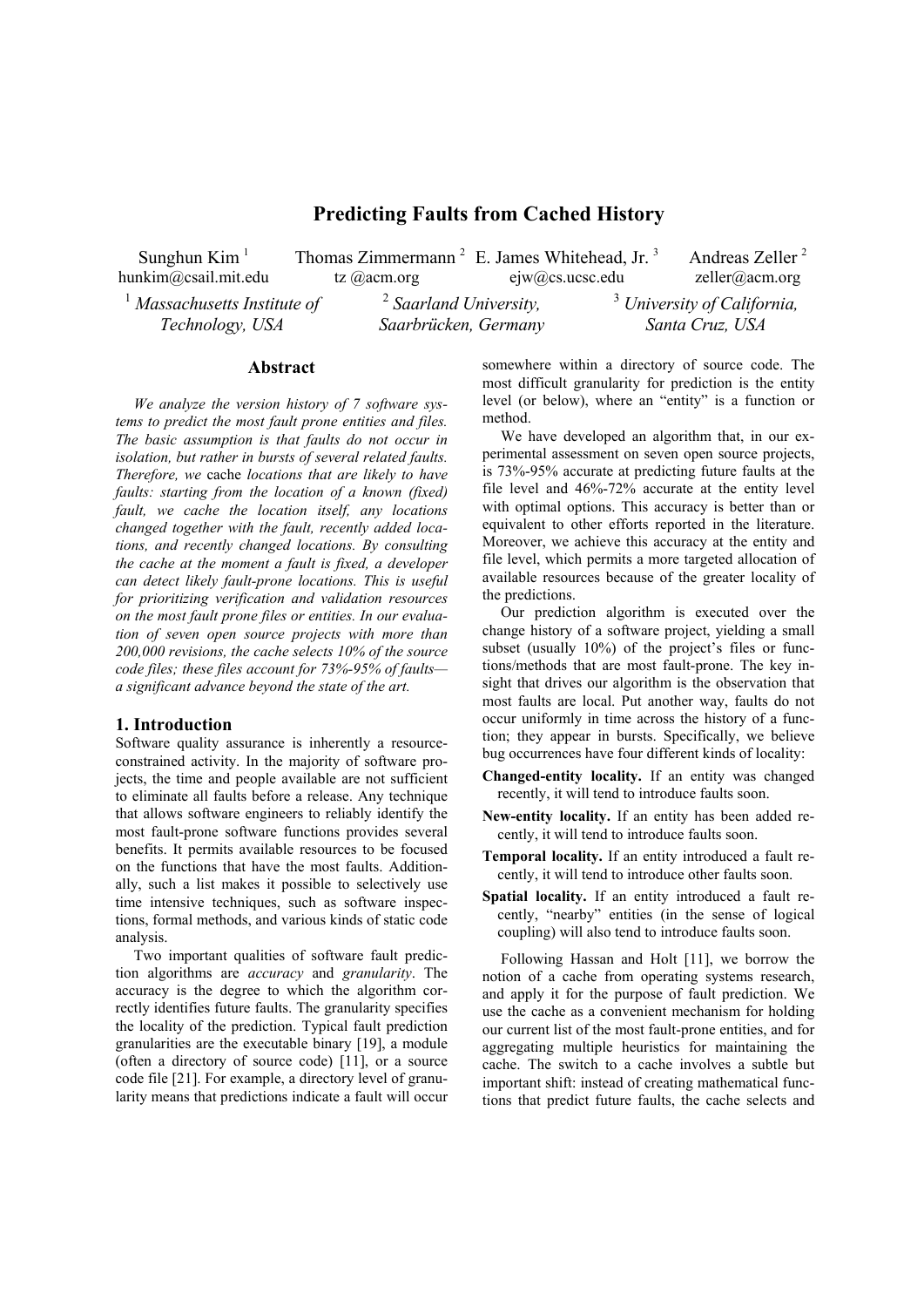# Predicting Faults from Cached History

Sunghun Kim [1] hunkim@csail.mit.edu

Thomas Zimmermann [2] tz @acm.org

E. James Whitehead, Jr. [3] ejw@cs.ucsc.edu

Andreas Zeller [2] zeller@acm.org

[1] *Massachusetts Institute of Technology, USA*

[2] *Saarland University, Saarbrücken, Germany*

[3] *University of California, Santa Cruz, USA*

## Abstract

*We analyze the version history of 7 software systems to predict the most fault prone entities and files. The basic assumption is that faults do not occur in isolation, but rather in bursts of several related faults. Therefore, we* cache *locations that are likely to have faults: starting from the location of a known (fixed) fault, we cache the location itself, any locations changed together with the fault, recently added locations, and recently changed locations. By consulting the cache at the moment a fault is fixed, a developer can detect likely fault-prone locations. This is useful for prioritizing verification and validation resources on the most fault prone files or entities. In our evaluation of seven open source projects with more than 200,000 revisions, the cache selects 10% of the source code files; these files account for 73%-95% of faults—a significant advance beyond the state of the art.*

## 1. Introduction

Software quality assurance is inherently a resource-constrained activity. In the majority of software projects, the time and people available are not sufficient to eliminate all faults before a release. Any technique that allows software engineers to reliably identify the most fault-prone software functions provides several benefits. It permits available resources to be focused on the functions that have the most faults. Additionally, such a list makes it possible to selectively use time intensive techniques, such as software inspections, formal methods, and various kinds of static code analysis.

Two important qualities of software fault prediction algorithms are *accuracy* and *granularity*. The accuracy is the degree to which the algorithm correctly identifies future faults. The granularity specifies the locality of the prediction. Typical fault prediction granularities are the executable binary [19], a module (often a directory of source code) [11], or a source code file [21]. For example, a directory level of granularity means that predictions indicate a fault will occur somewhere within a directory of source code. The most difficult granularity for prediction is the entity level (or below), where an "entity" is a function or method.

We have developed an algorithm that, in our experimental assessment on seven open source projects, is 73%-95% accurate at predicting future faults at the file level and 46%-72% accurate at the entity level with optimal options. This accuracy is better than or equivalent to other efforts reported in the literature. Moreover, we achieve this accuracy at the entity and file level, which permits a more targeted allocation of available resources because of the greater locality of the predictions.

Our prediction algorithm is executed over the change history of a software project, yielding a small subset (usually 10%) of the project's files or functions/methods that are most fault-prone. The key insight that drives our algorithm is the observation that most faults are local. Put another way, faults do not occur uniformly in time across the history of a function; they appear in bursts. Specifically, we believe bug occurrences have four different kinds of locality:

- **Changed-entity locality.** If an entity was changed recently, it will tend to introduce faults soon.
- **New-entity locality.** If an entity has been added recently, it will tend to introduce faults soon.
- **Temporal locality.** If an entity introduced a fault recently, it will tend to introduce other faults soon.
- **Spatial locality.** If an entity introduced a fault recently, "nearby" entities (in the sense of logical coupling) will also tend to introduce faults soon.

Following Hassan and Holt [11], we borrow the notion of a cache from operating systems research, and apply it for the purpose of fault prediction. We use the cache as a convenient mechanism for holding our current list of the most fault-prone entities, and for aggregating multiple heuristics for maintaining the cache. The switch to a cache involves a subtle but important shift: instead of creating mathematical functions that predict future faults, the cache selects and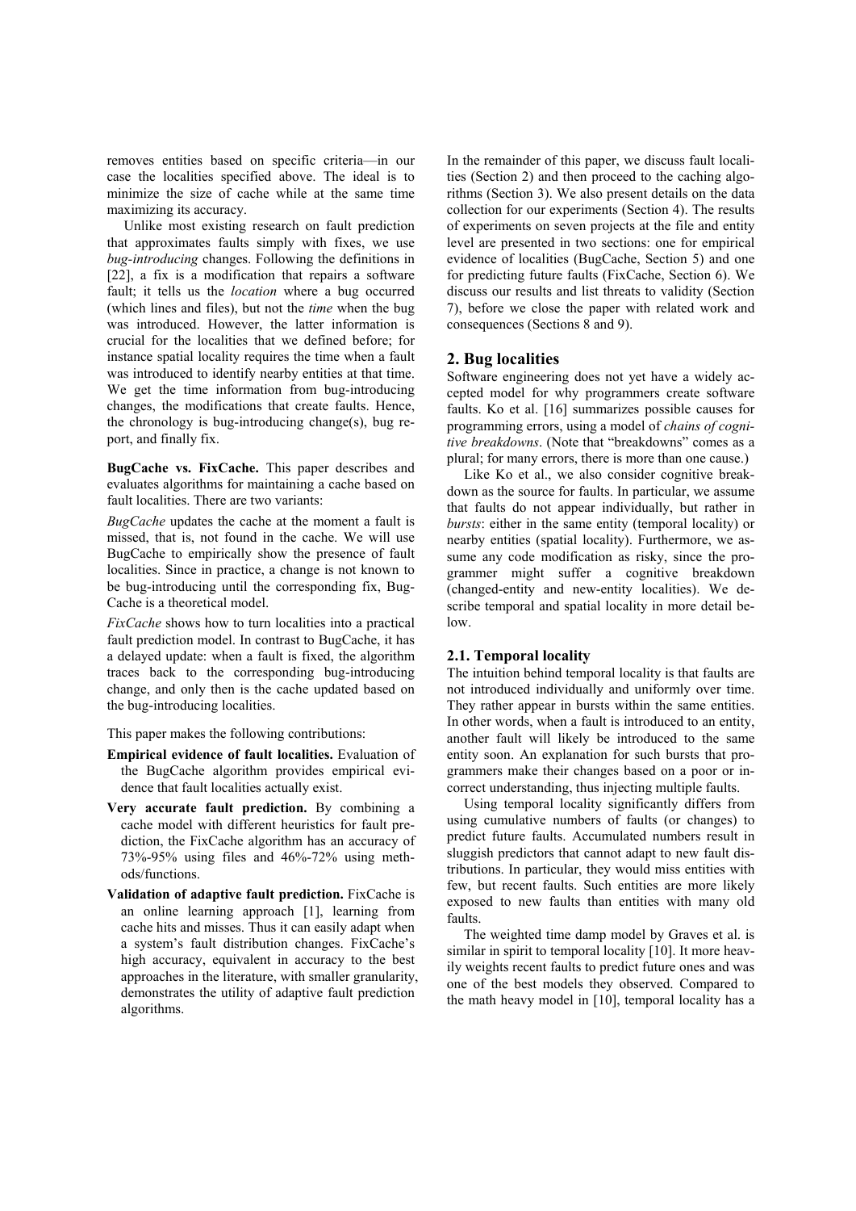removes entities based on specific criteria—in our case the localities specified above. The ideal is to minimize the size of cache while at the same time maximizing its accuracy.

Unlike most existing research on fault prediction that approximates faults simply with fixes, we use *bug-introducing* changes. Following the definitions in [22], a fix is a modification that repairs a software fault; it tells us the *location* where a bug occurred (which lines and files), but not the *time* when the bug was introduced. However, the latter information is crucial for the localities that we defined before; for instance spatial locality requires the time when a fault was introduced to identify nearby entities at that time. We get the time information from bug-introducing changes, the modifications that create faults. Hence, the chronology is bug-introducing change(s), bug report, and finally fix.

**BugCache vs. FixCache.** This paper describes and evaluates algorithms for maintaining a cache based on fault localities. There are two variants:

*BugCache* updates the cache at the moment a fault is missed, that is, not found in the cache. We will use BugCache to empirically show the presence of fault localities. Since in practice, a change is not known to be bug-introducing until the corresponding fix, BugCache is a theoretical model.

*FixCache* shows how to turn localities into a practical fault prediction model. In contrast to BugCache, it has a delayed update: when a fault is fixed, the algorithm traces back to the corresponding bug-introducing change, and only then is the cache updated based on the bug-introducing localities.

This paper makes the following contributions:

- **Empirical evidence of fault localities.** Evaluation of the BugCache algorithm provides empirical evidence that fault localities actually exist.
- **Very accurate fault prediction.** By combining a cache model with different heuristics for fault prediction, the FixCache algorithm has an accuracy of 73%-95% using files and 46%-72% using methods/functions.
- **Validation of adaptive fault prediction.** FixCache is an online learning approach [1], learning from cache hits and misses. Thus it can easily adapt when a system's fault distribution changes. FixCache's high accuracy, equivalent in accuracy to the best approaches in the literature, with smaller granularity, demonstrates the utility of adaptive fault prediction algorithms.

In the remainder of this paper, we discuss fault localities (Section 2) and then proceed to the caching algorithms (Section 3). We also present details on the data collection for our experiments (Section 4). The results of experiments on seven projects at the file and entity level are presented in two sections: one for empirical evidence of localities (BugCache, Section 5) and one for predicting future faults (FixCache, Section 6). We discuss our results and list threats to validity (Section 7), before we close the paper with related work and consequences (Sections 8 and 9).

## 2. Bug localities

Software engineering does not yet have a widely accepted model for why programmers create software faults. Ko et al. [16] summarizes possible causes for programming errors, using a model of *chains of cognitive breakdowns*. (Note that "breakdowns" comes as a plural; for many errors, there is more than one cause.)

Like Ko et al., we also consider cognitive breakdown as the source for faults. In particular, we assume that faults do not appear individually, but rather in *bursts*: either in the same entity (temporal locality) or nearby entities (spatial locality). Furthermore, we assume any code modification as risky, since the programmer might suffer a cognitive breakdown (changed-entity and new-entity localities). We describe temporal and spatial locality in more detail below.

### 2.1. Temporal locality

The intuition behind temporal locality is that faults are not introduced individually and uniformly over time. They rather appear in bursts within the same entities. In other words, when a fault is introduced to an entity, another fault will likely be introduced to the same entity soon. An explanation for such bursts that programmers make their changes based on a poor or incorrect understanding, thus injecting multiple faults.

Using temporal locality significantly differs from using cumulative numbers of faults (or changes) to predict future faults. Accumulated numbers result in sluggish predictors that cannot adapt to new fault distributions. In particular, they would miss entities with few, but recent faults. Such entities are more likely exposed to new faults than entities with many old faults.

The weighted time damp model by Graves et al. is similar in spirit to temporal locality [10]. It more heavily weights recent faults to predict future ones and was one of the best models they observed. Compared to the math heavy model in [10], temporal locality has a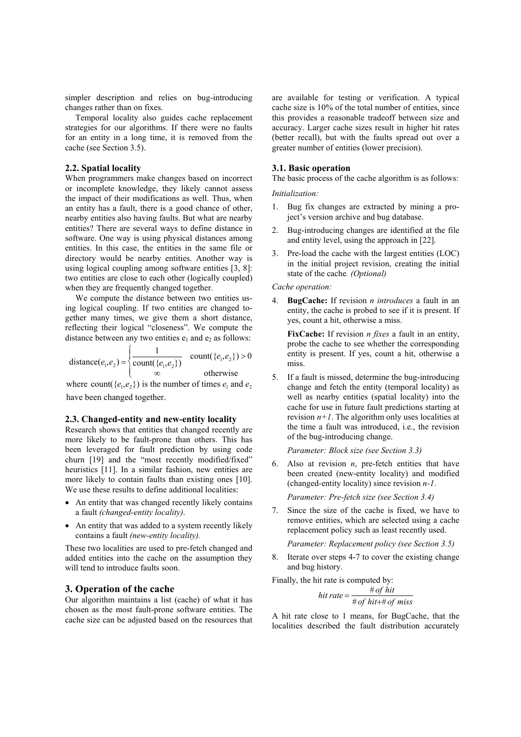simpler description and relies on bug-introducing changes rather than on fixes.

Temporal locality also guides cache replacement strategies for our algorithms. If there were no faults for an entity in a long time, it is removed from the cache (see Section 3.5).

### 2.2. Spatial locality

When programmers make changes based on incorrect or incomplete knowledge, they likely cannot assess the impact of their modifications as well. Thus, when an entity has a fault, there is a good chance of other, nearby entities also having faults. But what are nearby entities? There are several ways to define distance in software. One way is using physical distances among entities. In this case, the entities in the same file or directory would be nearby entities. Another way is using logical coupling among software entities [3, 8]: two entities are close to each other (logically coupled) when they are frequently changed together.

We compute the distance between two entities using logical coupling. If two entities are changed together many times, we give them a short distance, reflecting their logical "closeness". We compute the distance between any two entities $e_1$ and $e_2$ as follows:

$$\text{distance}(e_1, e_2) = \begin{cases} \dfrac{1}{\text{count}(\{e_1, e_2\})} & \text{count}(\{e_1, e_2\}) > 0 \\ \infty & \text{otherwise} \end{cases}$$

where $\text{count}(\{e_1, e_2\})$ is the number of times $e_1$ and $e_2$ have been changed together.

### 2.3. Changed-entity and new-entity locality

Research shows that entities that changed recently are more likely to be fault-prone than others. This has been leveraged for fault prediction by using code churn [19] and the "most recently modified/fixed" heuristics [11]. In a similar fashion, new entities are more likely to contain faults than existing ones [10]. We use these results to define additional localities:

- An entity that was changed recently likely contains a fault *(changed-entity locality)*.
- An entity that was added to a system recently likely contains a fault *(new-entity locality).*

These two localities are used to pre-fetch changed and added entities into the cache on the assumption they will tend to introduce faults soon.

## 3. Operation of the cache

Our algorithm maintains a list (cache) of what it has chosen as the most fault-prone software entities. The cache size can be adjusted based on the resources that are available for testing or verification. A typical cache size is 10% of the total number of entities, since this provides a reasonable tradeoff between size and accuracy. Larger cache sizes result in higher hit rates (better recall), but with the faults spread out over a greater number of entities (lower precision).

### 3.1. Basic operation

The basic process of the cache algorithm is as follows:

*Initialization:*

1. Bug fix changes are extracted by mining a project's version archive and bug database.
2. Bug-introducing changes are identified at the file and entity level, using the approach in [22].
3. Pre-load the cache with the largest entities (LOC) in the initial project revision, creating the initial state of the cache. *(Optional)*

*Cache operation:*

4. **BugCache:** If revision *n introduces* a fault in an entity, the cache is probed to see if it is present. If yes, count a hit, otherwise a miss.

   **FixCache:** If revision *n fixes* a fault in an entity, probe the cache to see whether the corresponding entity is present. If yes, count a hit, otherwise a miss.

5. If a fault is missed, determine the bug-introducing change and fetch the entity (temporal locality) as well as nearby entities (spatial locality) into the cache for use in future fault predictions starting at revision *n+1*. The algorithm only uses localities at the time a fault was introduced, i.e., the revision of the bug-introducing change.

   *Parameter: Block size (see Section 3.3)*

6. Also at revision *n*, pre-fetch entities that have been created (new-entity locality) and modified (changed-entity locality) since revision *n-1*.

   *Parameter: Pre-fetch size (see Section 3.4)*

7. Since the size of the cache is fixed, we have to remove entities, which are selected using a cache replacement policy such as least recently used.

   *Parameter: Replacement policy (see Section 3.5)*

8. Iterate over steps 4-7 to cover the existing change and bug history.

Finally, the hit rate is computed by:

$$\textit{hit rate} = \frac{\#\,\textit{of hit}}{\#\,\textit{of hit} + \#\,\textit{of miss}}$$

A hit rate close to 1 means, for BugCache, that the localities described the fault distribution accurately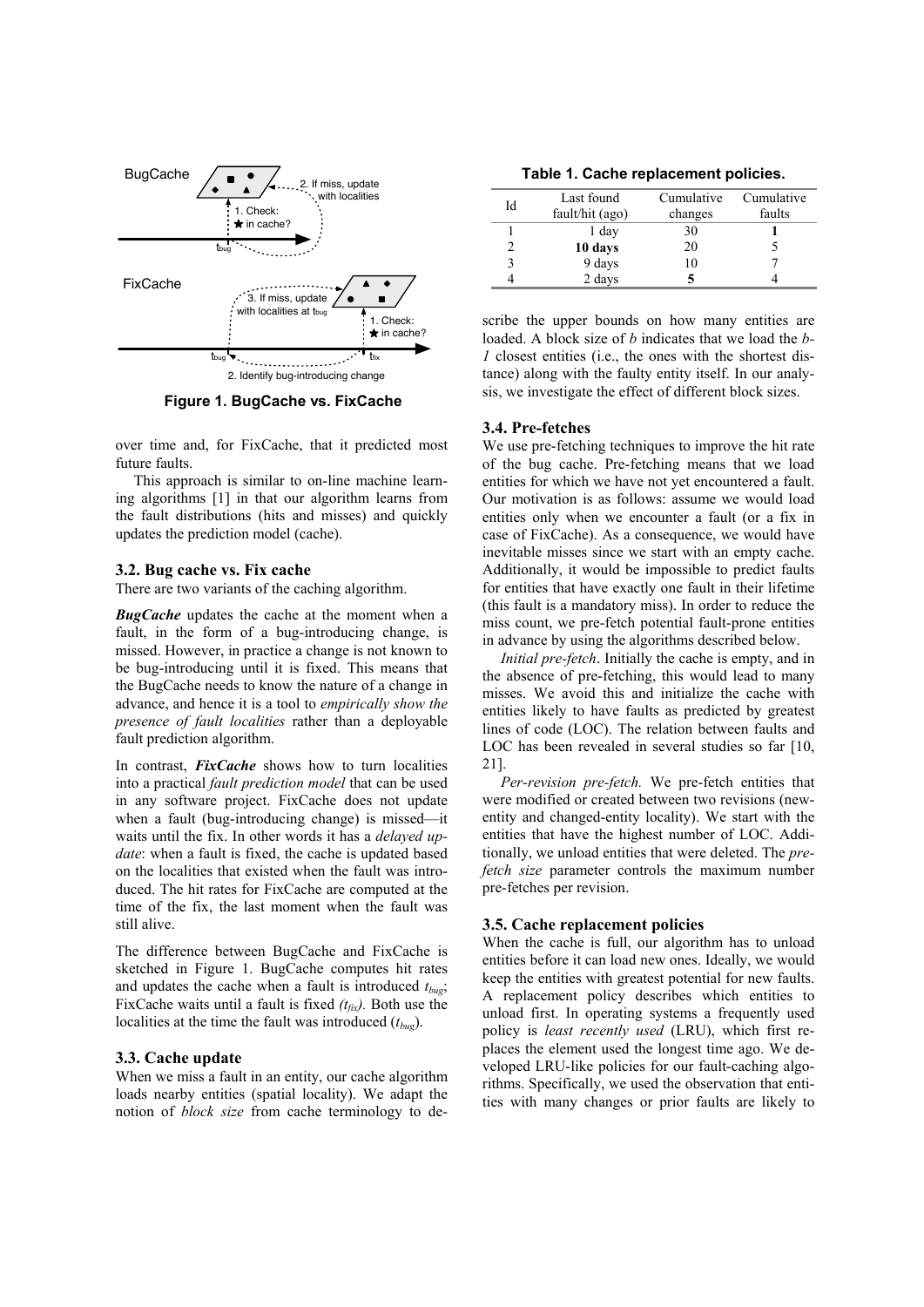Figure 1. BugCache vs. FixCache

over time and, for FixCache, that it predicted most future faults.

This approach is similar to on-line machine learning algorithms [1] in that our algorithm learns from the fault distributions (hits and misses) and quickly updates the prediction model (cache).

### 3.2. Bug cache vs. Fix cache

There are two variants of the caching algorithm.

***BugCache*** updates the cache at the moment when a fault, in the form of a bug-introducing change, is missed. However, in practice a change is not known to be bug-introducing until it is fixed. This means that the BugCache needs to know the nature of a change in advance, and hence it is a tool to *empirically show the presence of fault localities* rather than a deployable fault prediction algorithm.

In contrast, ***FixCache*** shows how to turn localities into a practical *fault prediction model* that can be used in any software project. FixCache does not update when a fault (bug-introducing change) is missed—it waits until the fix. In other words it has a *delayed update*: when a fault is fixed, the cache is updated based on the localities that existed when the fault was introduced. The hit rates for FixCache are computed at the time of the fix, the last moment when the fault was still alive.

The difference between BugCache and FixCache is sketched in Figure 1. BugCache computes hit rates and updates the cache when a fault is introduced $t_{bug}$; FixCache waits until a fault is fixed *($t_{fix}$)*. Both use the localities at the time the fault was introduced ($t_{bug}$).

### 3.3. Cache update

When we miss a fault in an entity, our cache algorithm loads nearby entities (spatial locality). We adapt the notion of *block size* from cache terminology to describe the upper bounds on how many entities are loaded. A block size of *b* indicates that we load the *b-1* closest entities (i.e., the ones with the shortest distance) along with the faulty entity itself. In our analysis, we investigate the effect of different block sizes.

**Table 1. Cache replacement policies.**

| Id | Last found fault/hit (ago) | Cumulative changes | Cumulative faults |
|---|---|---|---|
| 1 | 1 day | 30 | **1** |
| 2 | **10 days** | 20 | 5 |
| 3 | 9 days | 10 | 7 |
| 4 | 2 days | **5** | 4 |

### 3.4. Pre-fetches

We use pre-fetching techniques to improve the hit rate of the bug cache. Pre-fetching means that we load entities for which we have not yet encountered a fault. Our motivation is as follows: assume we would load entities only when we encounter a fault (or a fix in case of FixCache). As a consequence, we would have inevitable misses since we start with an empty cache. Additionally, it would be impossible to predict faults for entities that have exactly one fault in their lifetime (this fault is a mandatory miss). In order to reduce the miss count, we pre-fetch potential fault-prone entities in advance by using the algorithms described below.

*Initial pre-fetch*. Initially the cache is empty, and in the absence of pre-fetching, this would lead to many misses. We avoid this and initialize the cache with entities likely to have faults as predicted by greatest lines of code (LOC). The relation between faults and LOC has been revealed in several studies so far [10, 21].

*Per-revision pre-fetch.* We pre-fetch entities that were modified or created between two revisions (new-entity and changed-entity locality). We start with the entities that have the highest number of LOC. Additionally, we unload entities that were deleted. The *pre-fetch size* parameter controls the maximum number pre-fetches per revision.

### 3.5. Cache replacement policies

When the cache is full, our algorithm has to unload entities before it can load new ones. Ideally, we would keep the entities with greatest potential for new faults. A replacement policy describes which entities to unload first. In operating systems a frequently used policy is *least recently used* (LRU), which first replaces the element used the longest time ago. We developed LRU-like policies for our fault-caching algorithms. Specifically, we used the observation that entities with many changes or prior faults are likely to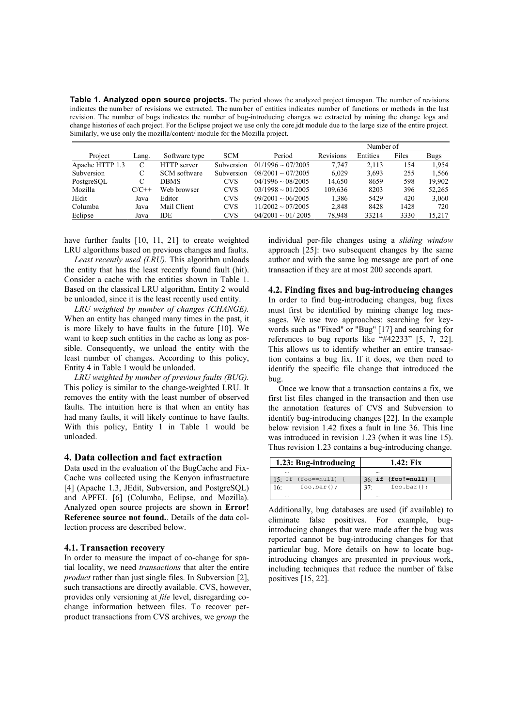**Table 1. Analyzed open source projects.** The period shows the analyzed project timespan. The number of revisions indicates the number of revisions we extracted. The number of entities indicates number of functions or methods in the last revision. The number of bugs indicates the number of bug-introducing changes we extracted by mining the change logs and change histories of each project. For the Eclipse project we use only the core.jdt module due to the large size of the entire project. Similarly, we use only the mozilla/content/ module for the Mozilla project.

| Project | Lang. | Software type | SCM | Period | Number of Revisions | Number of Entities | Number of Files | Number of Bugs |
|---|---|---|---|---|---|---|---|---|
| Apache HTTP 1.3 | C | HTTP server | Subversion | 01/1996 ~ 07/2005 | 7,747 | 2,113 | 154 | 1,954 |
| Subversion | C | SCM software | Subversion | 08/2001 ~ 07/2005 | 6,029 | 3,693 | 255 | 1,566 |
| PostgreSQL | C | DBMS | CVS | 04/1996 ~ 08/2005 | 14,650 | 8659 | 598 | 19,902 |
| Mozilla | C/C++ | Web browser | CVS | 03/1998 ~ 01/2005 | 109,636 | 8203 | 396 | 52,265 |
| JEdit | Java | Editor | CVS | 09/2001 ~ 06/2005 | 1,386 | 5429 | 420 | 3,060 |
| Columba | Java | Mail Client | CVS | 11/2002 ~ 07/2005 | 2,848 | 8428 | 1428 | 720 |
| Eclipse | Java | IDE | CVS | 04/2001 ~ 01/ 2005 | 78,948 | 33214 | 3330 | 15,217 |

have further faults [10, 11, 21] to create weighted LRU algorithms based on previous changes and faults.

*Least recently used (LRU).* This algorithm unloads the entity that has the least recently found fault (hit). Consider a cache with the entities shown in Table 1. Based on the classical LRU algorithm, Entity 2 would be unloaded, since it is the least recently used entity.

*LRU weighted by number of changes (CHANGE).* When an entity has changed many times in the past, it is more likely to have faults in the future [10]. We want to keep such entities in the cache as long as possible. Consequently, we unload the entity with the least number of changes. According to this policy, Entity 4 in Table 1 would be unloaded.

*LRU weighted by number of previous faults (BUG).* This policy is similar to the change-weighted LRU. It removes the entity with the least number of observed faults. The intuition here is that when an entity has had many faults, it will likely continue to have faults. With this policy, Entity 1 in Table 1 would be unloaded.

## 4. Data collection and fact extraction

Data used in the evaluation of the BugCache and FixCache was collected using the Kenyon infrastructure [4] (Apache 1.3, JEdit, Subversion, and PostgreSQL) and APFEL [6] (Columba, Eclipse, and Mozilla). Analyzed open source projects are shown in **Error! Reference source not found.**. Details of the data collection process are described below.

### 4.1. Transaction recovery

In order to measure the impact of co-change for spatial locality, we need *transactions* that alter the entire *product* rather than just single files. In Subversion [2], such transactions are directly available. CVS, however, provides only versioning at *file* level, disregarding co-change information between files. To recover per-product transactions from CVS archives, we *group* the individual per-file changes using a *sliding window* approach [25]: two subsequent changes by the same author and with the same log message are part of one transaction if they are at most 200 seconds apart.

### 4.2. Finding fixes and bug-introducing changes

In order to find bug-introducing changes, bug fixes must first be identified by mining change log messages. We use two approaches: searching for keywords such as "Fixed" or "Bug" [17] and searching for references to bug reports like "#42233" [5, 7, 22]. This allows us to identify whether an entire transaction contains a bug fix. If it does, we then need to identify the specific file change that introduced the bug.

Once we know that a transaction contains a fix, we first list files changed in the transaction and then use the annotation features of CVS and Subversion to identify bug-introducing changes [22]. In the example below revision 1.42 fixes a fault in line 36. This line was introduced in revision 1.23 (when it was line 15). Thus revision 1.23 contains a bug-introducing change.

| 1.23: Bug-introducing | 1.42: Fix |
|---|---|
| … | … |
| `15: If (foo==null) {` | `36: if (foo!=null) {` |
| `16:     foo.bar();` | `37:     foo.bar();` |
| … | … |

Additionally, bug databases are used (if available) to eliminate false positives. For example, bug-introducing changes that were made after the bug was reported cannot be bug-introducing changes for that particular bug. More details on how to locate bug-introducing changes are presented in previous work, including techniques that reduce the number of false positives [15, 22].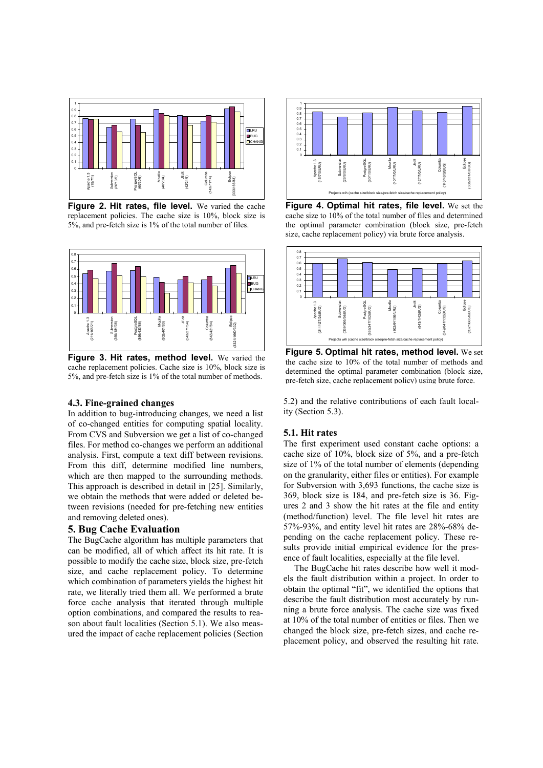**Figure 2. Hit rates, file level.** We varied the cache replacement policies. The cache size is 10%, block size is 5%, and pre-fetch size is 1% of the total number of files.

**Figure 3. Hit rates, method level.** We varied the cache replacement policies. Cache size is 10%, block size is 5%, and pre-fetch size is 1% of the total number of methods.

### 4.3. Fine-grained changes

In addition to bug-introducing changes, we need a list of co-changed entities for computing spatial locality. From CVS and Subversion we get a list of co-changed files. For method co-changes we perform an additional analysis. First, compute a text diff between revisions. From this diff, determine modified line numbers, which are then mapped to the surrounding methods. This approach is described in detail in [25]. Similarly, we obtain the methods that were added or deleted between revisions (needed for pre-fetching new entities and removing deleted ones).

## 5. Bug Cache Evaluation

The BugCache algorithm has multiple parameters that can be modified, all of which affect its hit rate. It is possible to modify the cache size, block size, pre-fetch size, and cache replacement policy. To determine which combination of parameters yields the highest hit rate, we literally tried them all. We performed a brute force cache analysis that iterated through multiple option combinations, and compared the results to reason about fault localities (Section 5.1). We also measured the impact of cache replacement policies (Section 5.2) and the relative contributions of each fault locality (Section 5.3).

**Figure 4. Optimal hit rates, file level.** We set the cache size to 10% of the total number of files and determined the optimal parameter combination (block size, pre-fetch size, cache replacement policy) via brute force analysis.

**Figure 5. Optimal hit rates, method level.** We set the cache size to 10% of the total number of methods and determined the optimal parameter combination (block size, pre-fetch size, cache replacement policy) using brute force.

### 5.1. Hit rates

The first experiment used constant cache options: a cache size of 10%, block size of 5%, and a pre-fetch size of 1% of the total number of elements (depending on the granularity, either files or entities). For example for Subversion with 3,693 functions, the cache size is 369, block size is 184, and pre-fetch size is 36. Figures 2 and 3 show the hit rates at the file and entity (method/function) level. The file level hit rates are 57%-93%, and entity level hit rates are 28%-68% depending on the cache replacement policy. These results provide initial empirical evidence for the presence of fault localities, especially at the file level.

The BugCache hit rates describe how well it models the fault distribution within a project. In order to obtain the optimal "fit", we identified the options that describe the fault distribution most accurately by running a brute force analysis. The cache size was fixed at 10% of the total number of entities or files. Then we changed the block size, pre-fetch sizes, and cache replacement policy, and observed the resulting hit rate.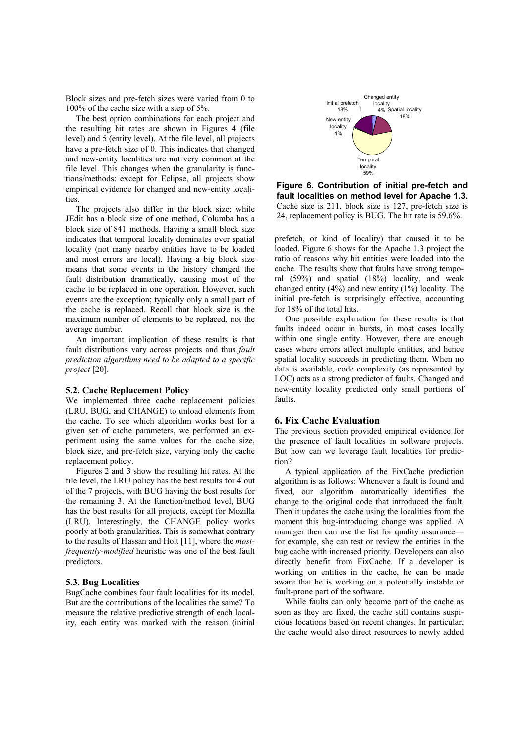Block sizes and pre-fetch sizes were varied from 0 to 100% of the cache size with a step of 5%.

The best option combinations for each project and the resulting hit rates are shown in Figures 4 (file level) and 5 (entity level). At the file level, all projects have a pre-fetch size of 0. This indicates that changed and new-entity localities are not very common at the file level. This changes when the granularity is functions/methods: except for Eclipse, all projects show empirical evidence for changed and new-entity localities.

The projects also differ in the block size: while JEdit has a block size of one method, Columba has a block size of 841 methods. Having a small block size indicates that temporal locality dominates over spatial locality (not many nearby entities have to be loaded and most errors are local). Having a big block size means that some events in the history changed the fault distribution dramatically, causing most of the cache to be replaced in one operation. However, such events are the exception; typically only a small part of the cache is replaced. Recall that block size is the maximum number of elements to be replaced, not the average number.

An important implication of these results is that fault distributions vary across projects and thus *fault prediction algorithms need to be adapted to a specific project* [20].

### 5.2. Cache Replacement Policy

We implemented three cache replacement policies (LRU, BUG, and CHANGE) to unload elements from the cache. To see which algorithm works best for a given set of cache parameters, we performed an experiment using the same values for the cache size, block size, and pre-fetch size, varying only the cache replacement policy.

Figures 2 and 3 show the resulting hit rates. At the file level, the LRU policy has the best results for 4 out of the 7 projects, with BUG having the best results for the remaining 3. At the function/method level, BUG has the best results for all projects, except for Mozilla (LRU). Interestingly, the CHANGE policy works poorly at both granularities. This is somewhat contrary to the results of Hassan and Holt [11], where the *most-frequently-modified* heuristic was one of the best fault predictors.

### 5.3. Bug Localities

BugCache combines four fault localities for its model. But are the contributions of the localities the same? To measure the relative predictive strength of each locality, each entity was marked with the reason (initial prefetch, or kind of locality) that caused it to be loaded. Figure 6 shows for the Apache 1.3 project the ratio of reasons why hit entities were loaded into the cache. The results show that faults have strong temporal (59%) and spatial (18%) locality, and weak changed entity (4%) and new entity (1%) locality. The initial pre-fetch is surprisingly effective, accounting for 18% of the total hits.

Initial prefetch 18%, Changed entity locality 4%, Spatial locality 18%, New entity locality 1%, Temporal locality 59%

**Figure 6. Contribution of initial pre-fetch and fault localities on method level for Apache 1.3.** Cache size is 211, block size is 127, pre-fetch size is 24, replacement policy is BUG. The hit rate is 59.6%.

One possible explanation for these results is that faults indeed occur in bursts, in most cases locally within one single entity. However, there are enough cases where errors affect multiple entities, and hence spatial locality succeeds in predicting them. When no data is available, code complexity (as represented by LOC) acts as a strong predictor of faults. Changed and new-entity locality predicted only small portions of faults.

## 6. Fix Cache Evaluation

The previous section provided empirical evidence for the presence of fault localities in software projects. But how can we leverage fault localities for prediction?

A typical application of the FixCache prediction algorithm is as follows: Whenever a fault is found and fixed, our algorithm automatically identifies the change to the original code that introduced the fault. Then it updates the cache using the localities from the moment this bug-introducing change was applied. A manager then can use the list for quality assurance—for example, she can test or review the entities in the bug cache with increased priority. Developers can also directly benefit from FixCache. If a developer is working on entities in the cache, he can be made aware that he is working on a potentially instable or fault-prone part of the software.

While faults can only become part of the cache as soon as they are fixed, the cache still contains suspicious locations based on recent changes. In particular, the cache would also direct resources to newly added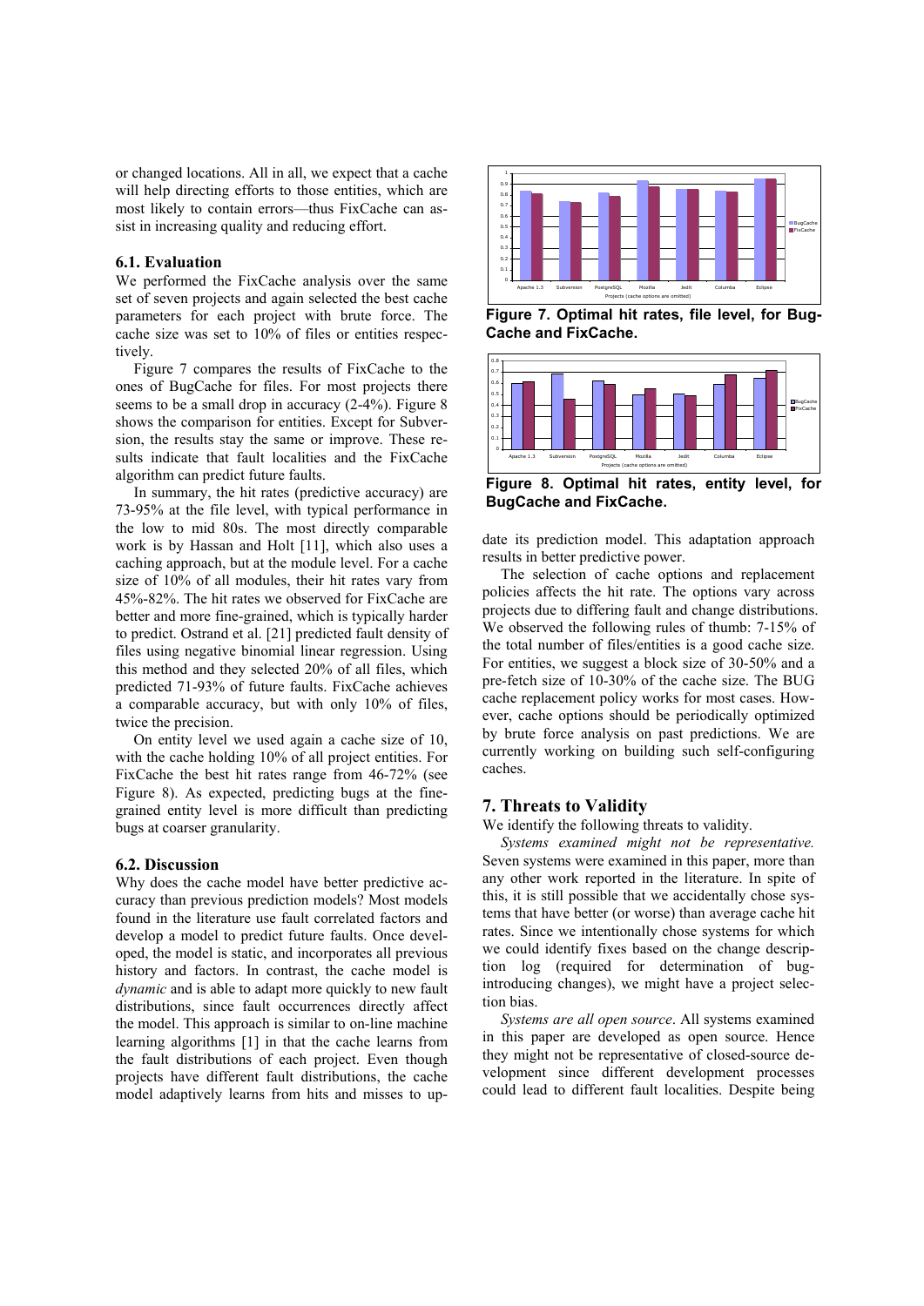or changed locations. All in all, we expect that a cache will help directing efforts to those entities, which are most likely to contain errors—thus FixCache can assist in increasing quality and reducing effort.

### 6.1. Evaluation

We performed the FixCache analysis over the same set of seven projects and again selected the best cache parameters for each project with brute force. The cache size was set to 10% of files or entities respectively.

Figure 7 compares the results of FixCache to the ones of BugCache for files. For most projects there seems to be a small drop in accuracy (2-4%). Figure 8 shows the comparison for entities. Except for Subversion, the results stay the same or improve. These results indicate that fault localities and the FixCache algorithm can predict future faults.

In summary, the hit rates (predictive accuracy) are 73-95% at the file level, with typical performance in the low to mid 80s. The most directly comparable work is by Hassan and Holt [11], which also uses a caching approach, but at the module level. For a cache size of 10% of all modules, their hit rates vary from 45%-82%. The hit rates we observed for FixCache are better and more fine-grained, which is typically harder to predict. Ostrand et al. [21] predicted fault density of files using negative binomial linear regression. Using this method and they selected 20% of all files, which predicted 71-93% of future faults. FixCache achieves a comparable accuracy, but with only 10% of files, twice the precision.

On entity level we used again a cache size of 10, with the cache holding 10% of all project entities. For FixCache the best hit rates range from 46-72% (see Figure 8). As expected, predicting bugs at the fine-grained entity level is more difficult than predicting bugs at coarser granularity.

**Figure 7. Optimal hit rates, file level, for BugCache and FixCache.**

**Figure 8. Optimal hit rates, entity level, for BugCache and FixCache.**

### 6.2. Discussion

Why does the cache model have better predictive accuracy than previous prediction models? Most models found in the literature use fault correlated factors and develop a model to predict future faults. Once developed, the model is static, and incorporates all previous history and factors. In contrast, the cache model is *dynamic* and is able to adapt more quickly to new fault distributions, since fault occurrences directly affect the model. This approach is similar to on-line machine learning algorithms [1] in that the cache learns from the fault distributions of each project. Even though projects have different fault distributions, the cache model adaptively learns from hits and misses to update its prediction model. This adaptation approach results in better predictive power.

The selection of cache options and replacement policies affects the hit rate. The options vary across projects due to differing fault and change distributions. We observed the following rules of thumb: 7-15% of the total number of files/entities is a good cache size. For entities, we suggest a block size of 30-50% and a pre-fetch size of 10-30% of the cache size. The BUG cache replacement policy works for most cases. However, cache options should be periodically optimized by brute force analysis on past predictions. We are currently working on building such self-configuring caches.

## 7. Threats to Validity

We identify the following threats to validity.

*Systems examined might not be representative.* Seven systems were examined in this paper, more than any other work reported in the literature. In spite of this, it is still possible that we accidentally chose systems that have better (or worse) than average cache hit rates. Since we intentionally chose systems for which we could identify fixes based on the change description log (required for determination of bug-introducing changes), we might have a project selection bias.

*Systems are all open source*. All systems examined in this paper are developed as open source. Hence they might not be representative of closed-source development since different development processes could lead to different fault localities. Despite being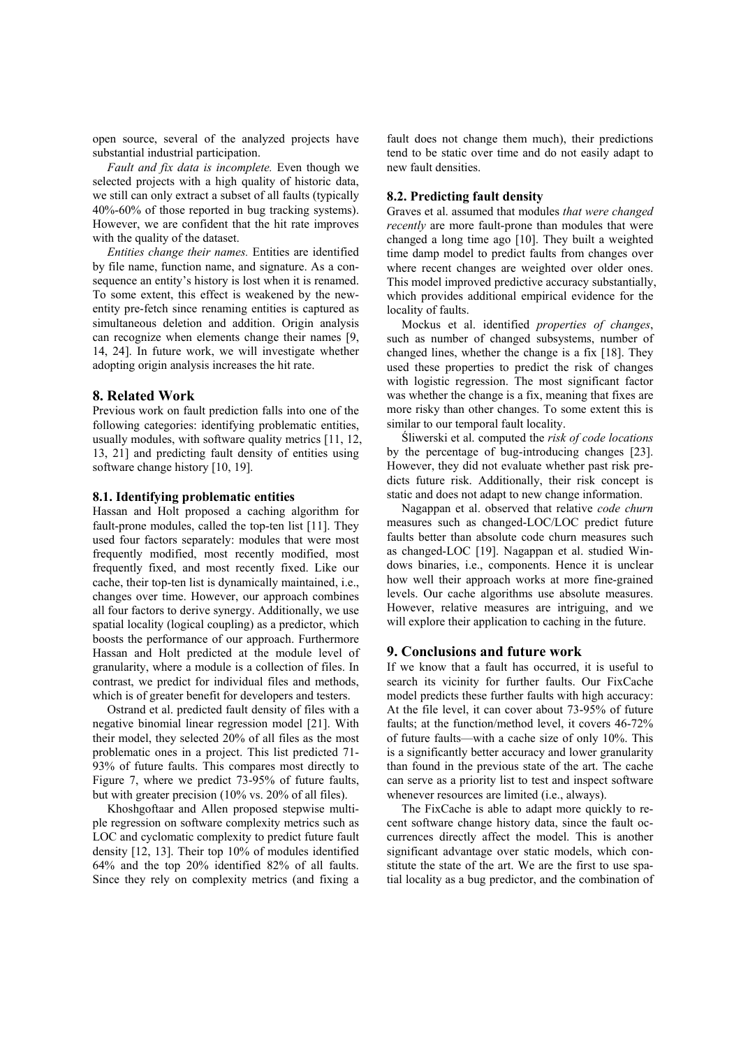open source, several of the analyzed projects have substantial industrial participation.

*Fault and fix data is incomplete.* Even though we selected projects with a high quality of historic data, we still can only extract a subset of all faults (typically 40%-60% of those reported in bug tracking systems). However, we are confident that the hit rate improves with the quality of the dataset.

*Entities change their names.* Entities are identified by file name, function name, and signature. As a consequence an entity's history is lost when it is renamed. To some extent, this effect is weakened by the new-entity pre-fetch since renaming entities is captured as simultaneous deletion and addition. Origin analysis can recognize when elements change their names [9, 14, 24]. In future work, we will investigate whether adopting origin analysis increases the hit rate.

## 8. Related Work

Previous work on fault prediction falls into one of the following categories: identifying problematic entities, usually modules, with software quality metrics [11, 12, 13, 21] and predicting fault density of entities using software change history [10, 19].

### 8.1. Identifying problematic entities

Hassan and Holt proposed a caching algorithm for fault-prone modules, called the top-ten list [11]. They used four factors separately: modules that were most frequently modified, most recently modified, most frequently fixed, and most recently fixed. Like our cache, their top-ten list is dynamically maintained, i.e., changes over time. However, our approach combines all four factors to derive synergy. Additionally, we use spatial locality (logical coupling) as a predictor, which boosts the performance of our approach. Furthermore Hassan and Holt predicted at the module level of granularity, where a module is a collection of files. In contrast, we predict for individual files and methods, which is of greater benefit for developers and testers.

Ostrand et al. predicted fault density of files with a negative binomial linear regression model [21]. With their model, they selected 20% of all files as the most problematic ones in a project. This list predicted 71-93% of future faults. This compares most directly to Figure 7, where we predict 73-95% of future faults, but with greater precision (10% vs. 20% of all files).

Khoshgoftaar and Allen proposed stepwise multiple regression on software complexity metrics such as LOC and cyclomatic complexity to predict future fault density [12, 13]. Their top 10% of modules identified 64% and the top 20% identified 82% of all faults. Since they rely on complexity metrics (and fixing a fault does not change them much), their predictions tend to be static over time and do not easily adapt to new fault densities.

### 8.2. Predicting fault density

Graves et al. assumed that modules *that were changed recently* are more fault-prone than modules that were changed a long time ago [10]. They built a weighted time damp model to predict faults from changes over where recent changes are weighted over older ones. This model improved predictive accuracy substantially, which provides additional empirical evidence for the locality of faults.

Mockus et al. identified *properties of changes*, such as number of changed subsystems, number of changed lines, whether the change is a fix [18]. They used these properties to predict the risk of changes with logistic regression. The most significant factor was whether the change is a fix, meaning that fixes are more risky than other changes. To some extent this is similar to our temporal fault locality.

Śliwerski et al. computed the *risk of code locations* by the percentage of bug-introducing changes [23]. However, they did not evaluate whether past risk predicts future risk. Additionally, their risk concept is static and does not adapt to new change information.

Nagappan et al. observed that relative *code churn* measures such as changed-LOC/LOC predict future faults better than absolute code churn measures such as changed-LOC [19]. Nagappan et al. studied Windows binaries, i.e., components. Hence it is unclear how well their approach works at more fine-grained levels. Our cache algorithms use absolute measures. However, relative measures are intriguing, and we will explore their application to caching in the future.

## 9. Conclusions and future work

If we know that a fault has occurred, it is useful to search its vicinity for further faults. Our FixCache model predicts these further faults with high accuracy: At the file level, it can cover about 73-95% of future faults; at the function/method level, it covers 46-72% of future faults—with a cache size of only 10%. This is a significantly better accuracy and lower granularity than found in the previous state of the art. The cache can serve as a priority list to test and inspect software whenever resources are limited (i.e., always).

The FixCache is able to adapt more quickly to recent software change history data, since the fault occurrences directly affect the model. This is another significant advantage over static models, which constitute the state of the art. We are the first to use spatial locality as a bug predictor, and the combination of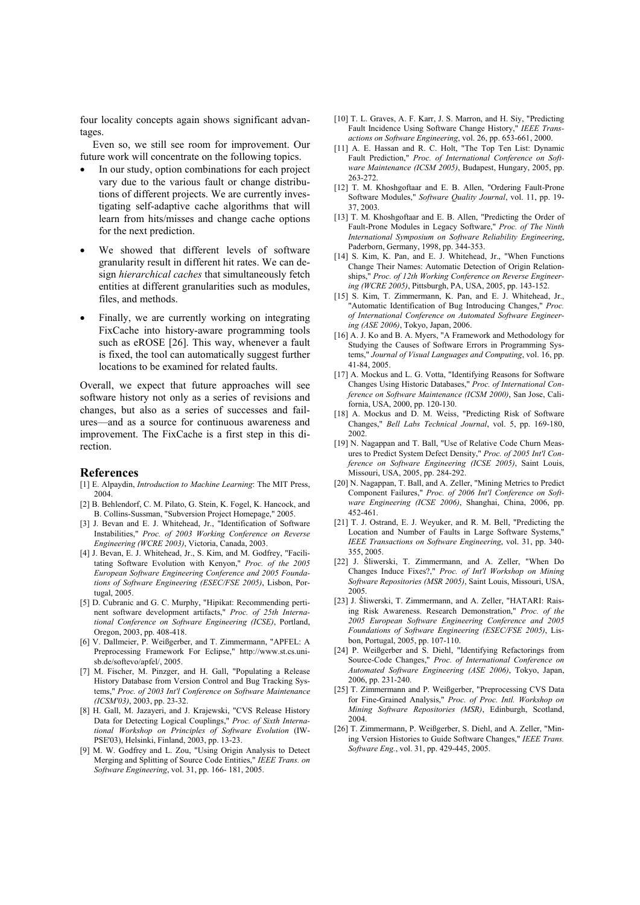four locality concepts again shows significant advantages.

Even so, we still see room for improvement. Our future work will concentrate on the following topics.

- In our study, option combinations for each project vary due to the various fault or change distributions of different projects. We are currently investigating self-adaptive cache algorithms that will learn from hits/misses and change cache options for the next prediction.
- We showed that different levels of software granularity result in different hit rates. We can design *hierarchical caches* that simultaneously fetch entities at different granularities such as modules, files, and methods.
- Finally, we are currently working on integrating FixCache into history-aware programming tools such as eROSE [26]. This way, whenever a fault is fixed, the tool can automatically suggest further locations to be examined for related faults.

Overall, we expect that future approaches will see software history not only as a series of revisions and changes, but also as a series of successes and failures—and as a source for continuous awareness and improvement. The FixCache is a first step in this direction.

## References

[1] E. Alpaydin, *Introduction to Machine Learning*: The MIT Press, 2004.

[2] B. Behlendorf, C. M. Pilato, G. Stein, K. Fogel, K. Hancock, and B. Collins-Sussman, "Subversion Project Homepage," 2005.

[3] J. Bevan and E. J. Whitehead, Jr., "Identification of Software Instabilities," *Proc. of 2003 Working Conference on Reverse Engineering (WCRE 2003)*, Victoria, Canada, 2003.

[4] J. Bevan, E. J. Whitehead, Jr., S. Kim, and M. Godfrey, "Facilitating Software Evolution with Kenyon," *Proc. of the 2005 European Software Engineering Conference and 2005 Foundations of Software Engineering (ESEC/FSE 2005)*, Lisbon, Portugal, 2005.

[5] D. Cubranic and G. C. Murphy, "Hipikat: Recommending pertinent software development artifacts," *Proc. of 25th International Conference on Software Engineering (ICSE)*, Portland, Oregon, 2003, pp. 408-418.

[6] V. Dallmeier, P. Weißgerber, and T. Zimmermann, "APFEL: A Preprocessing Framework For Eclipse," http://www.st.cs.uni-sb.de/softevo/apfel/, 2005.

[7] M. Fischer, M. Pinzger, and H. Gall, "Populating a Release History Database from Version Control and Bug Tracking Systems," *Proc. of 2003 Int'l Conference on Software Maintenance (ICSM'03)*, 2003, pp. 23-32.

[8] H. Gall, M. Jazayeri, and J. Krajewski, "CVS Release History Data for Detecting Logical Couplings," *Proc. of Sixth International Workshop on Principles of Software Evolution* (IWPSE'03), Helsinki, Finland, 2003, pp. 13-23.

[9] M. W. Godfrey and L. Zou, "Using Origin Analysis to Detect Merging and Splitting of Source Code Entities," *IEEE Trans. on Software Engineering*, vol. 31, pp. 166- 181, 2005.

[10] T. L. Graves, A. F. Karr, J. S. Marron, and H. Siy, "Predicting Fault Incidence Using Software Change History," *IEEE Transactions on Software Engineering*, vol. 26, pp. 653-661, 2000.

[11] A. E. Hassan and R. C. Holt, "The Top Ten List: Dynamic Fault Prediction," *Proc. of International Conference on Software Maintenance (ICSM 2005)*, Budapest, Hungary, 2005, pp. 263-272.

[12] T. M. Khoshgoftaar and E. B. Allen, "Ordering Fault-Prone Software Modules," *Software Quality Journal*, vol. 11, pp. 19-37, 2003.

[13] T. M. Khoshgoftaar and E. B. Allen, "Predicting the Order of Fault-Prone Modules in Legacy Software," *Proc. of The Ninth International Symposium on Software Reliability Engineering*, Paderborn, Germany, 1998, pp. 344-353.

[14] S. Kim, K. Pan, and E. J. Whitehead, Jr., "When Functions Change Their Names: Automatic Detection of Origin Relationships," *Proc. of 12th Working Conference on Reverse Engineering (WCRE 2005)*, Pittsburgh, PA, USA, 2005, pp. 143-152.

[15] S. Kim, T. Zimmermann, K. Pan, and E. J. Whitehead, Jr., "Automatic Identification of Bug Introducing Changes," *Proc. of International Conference on Automated Software Engineering (ASE 2006)*, Tokyo, Japan, 2006.

[16] A. J. Ko and B. A. Myers, "A Framework and Methodology for Studying the Causes of Software Errors in Programming Systems," *Journal of Visual Languages and Computing*, vol. 16, pp. 41-84, 2005.

[17] A. Mockus and L. G. Votta, "Identifying Reasons for Software Changes Using Historic Databases," *Proc. of International Conference on Software Maintenance (ICSM 2000)*, San Jose, California, USA, 2000, pp. 120-130.

[18] A. Mockus and D. M. Weiss, "Predicting Risk of Software Changes," *Bell Labs Technical Journal*, vol. 5, pp. 169-180, 2002.

[19] N. Nagappan and T. Ball, "Use of Relative Code Churn Measures to Predict System Defect Density," *Proc. of 2005 Int'l Conference on Software Engineering (ICSE 2005)*, Saint Louis, Missouri, USA, 2005, pp. 284-292.

[20] N. Nagappan, T. Ball, and A. Zeller, "Mining Metrics to Predict Component Failures," *Proc. of 2006 Int'l Conference on Software Engineering (ICSE 2006)*, Shanghai, China, 2006, pp. 452-461.

[21] T. J. Ostrand, E. J. Weyuker, and R. M. Bell, "Predicting the Location and Number of Faults in Large Software Systems," *IEEE Transactions on Software Engineering*, vol. 31, pp. 340-355, 2005.

[22] J. Śliwerski, T. Zimmermann, and A. Zeller, "When Do Changes Induce Fixes?," *Proc. of Int'l Workshop on Mining Software Repositories (MSR 2005)*, Saint Louis, Missouri, USA, 2005.

[23] J. Śliwerski, T. Zimmermann, and A. Zeller, "HATARI: Raising Risk Awareness. Research Demonstration," *Proc. of the 2005 European Software Engineering Conference and 2005 Foundations of Software Engineering (ESEC/FSE 2005)*, Lisbon, Portugal, 2005, pp. 107-110.

[24] P. Weißgerber and S. Diehl, "Identifying Refactorings from Source-Code Changes," *Proc. of International Conference on Automated Software Engineering (ASE 2006)*, Tokyo, Japan, 2006, pp. 231-240.

[25] T. Zimmermann and P. Weißgerber, "Preprocessing CVS Data for Fine-Grained Analysis," *Proc. of Proc. Intl. Workshop on Mining Software Repositories (MSR)*, Edinburgh, Scotland, 2004.

[26] T. Zimmermann, P. Weißgerber, S. Diehl, and A. Zeller, "Mining Version Histories to Guide Software Changes," *IEEE Trans. Software Eng.*, vol. 31, pp. 429-445, 2005.